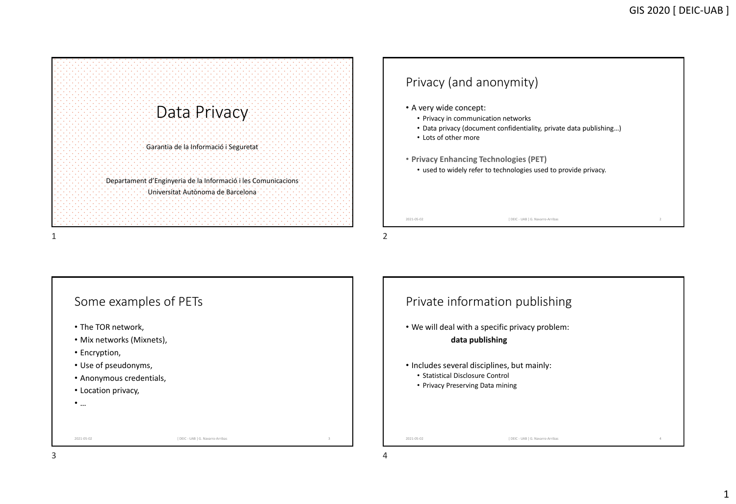# Data Privacy

Garantia de la Informació i Seguretat

Departament d'Enginyeria de la Informació i les Comunicacions
Universitat Autònoma de Barcelona

## Privacy (and anonymity)

- A very wide concept:
  - Privacy in communication networks
  - Data privacy (document confidentiality, private data publishing…)
  - Lots of other more
- **Privacy Enhancing Technologies (PET)**
  - used to widely refer to technologies used to provide privacy.

## Some examples of PETs

- The TOR network,
- Mix networks (Mixnets),
- Encryption,
- Use of pseudonyms,
- Anonymous credentials,
- Location privacy,
- …

## Private information publishing

- We will deal with a specific privacy problem:

  **data publishing**

- Includes several disciplines, but mainly:
  - Statistical Disclosure Control
  - Privacy Preserving Data mining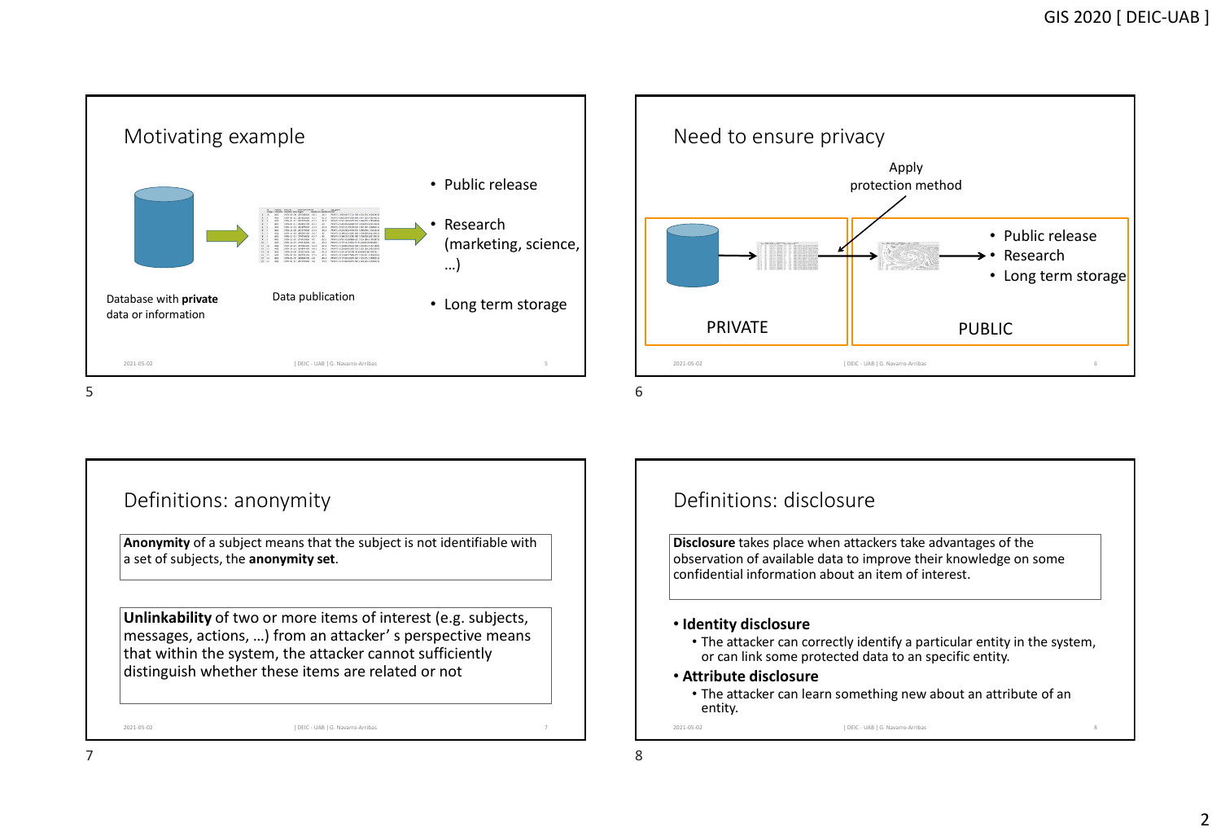## Motivating example

Database with **private** data or information

Data publication

- Public release
- Research (marketing, science, …)
- Long term storage

## Need to ensure privacy

Apply protection method

PRIVATE

PUBLIC

- Public release
- Research
- Long term storage

## Definitions: anonymity

**Anonymity** of a subject means that the subject is not identifiable with a set of subjects, the **anonymity set**.

**Unlinkability** of two or more items of interest (e.g. subjects, messages, actions, …) from an attacker' s perspective means that within the system, the attacker cannot sufficiently distinguish whether these items are related or not

## Definitions: disclosure

**Disclosure** takes place when attackers take advantages of the observation of available data to improve their knowledge on some confidential information about an item of interest.

- **Identity disclosure**
  - The attacker can correctly identify a particular entity in the system, or can link some protected data to an specific entity.
- **Attribute disclosure**
  - The attacker can learn something new about an attribute of an entity.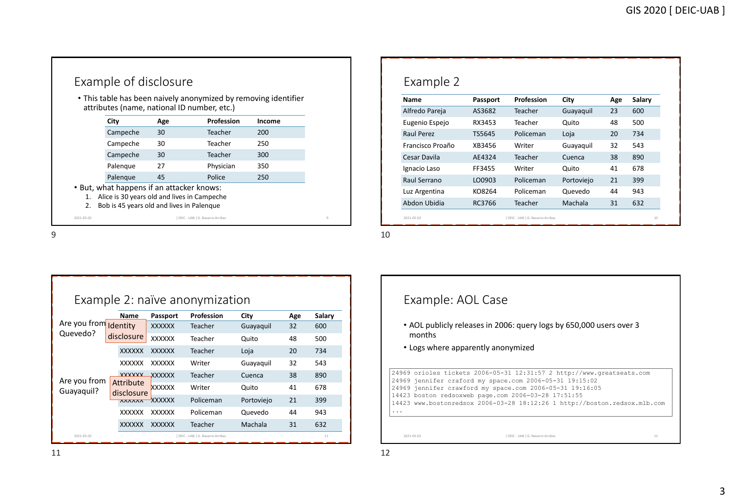## Example of disclosure

- This table has been naively anonymized by removing identifier attributes (name, national ID number, etc.)

| City | Age | Profession | Income |
|---|---|---|---|
| Campeche | 30 | Teacher | 200 |
| Campeche | 30 | Teacher | 250 |
| Campeche | 30 | Teacher | 300 |
| Palenque | 27 | Physician | 350 |
| Palenque | 45 | Police | 250 |

- But, what happens if an attacker knows:
  1. Alice is 30 years old and lives in Campeche
  2. Bob is 45 years old and lives in Palenque

## Example 2

| Name | Passport | Profession | City | Age | Salary |
|---|---|---|---|---|---|
| Alfredo Pareja | AS3682 | Teacher | Guayaquil | 23 | 600 |
| Eugenio Espejo | RX3453 | Teacher | Quito | 48 | 500 |
| Raul Perez | TS5645 | Policeman | Loja | 20 | 734 |
| Francisco Proaño | XB3456 | Writer | Guayaquil | 32 | 543 |
| Cesar Davila | AE4324 | Teacher | Cuenca | 38 | 890 |
| Ignacio Laso | FF3455 | Writer | Quito | 41 | 678 |
| Raul Serrano | LO0903 | Policeman | Portoviejo | 21 | 399 |
| Luz Argentina | KO8264 | Policeman | Quevedo | 44 | 943 |
| Abdon Ubidia | RC3766 | Teacher | Machala | 31 | 632 |

## Example 2: naïve anonymization

| Name | Passport | Profession | City | Age | Salary |
|---|---|---|---|---|---|
| XXXXXX | XXXXXX | Teacher | Guayaquil | 32 | 600 |
| XXXXXX | XXXXXX | Teacher | Quito | 48 | 500 |
| XXXXXX | XXXXXX | Teacher | Loja | 20 | 734 |
| XXXXXX | XXXXXX | Writer | Guayaquil | 32 | 543 |
| XXXXXX | XXXXXX | Teacher | Cuenca | 38 | 890 |
| XXXXXX | XXXXXX | Writer | Quito | 41 | 678 |
| XXXXXX | XXXXXX | Policeman | Portoviejo | 21 | 399 |
| XXXXXX | XXXXXX | Policeman | Quevedo | 44 | 943 |
| XXXXXX | XXXXXX | Teacher | Machala | 31 | 632 |

Are you from Quevedo? Identity disclosure

Are you from Guayaquil? Attribute disclosure

## Example: AOL Case

- AOL publicly releases in 2006: query logs by 650,000 users over 3 months
- Logs where apparently anonymized

```
24969 orioles tickets 2006-05-31 12:31:57 2 http://www.greatseats.com
24969 jennifer craford my space.com 2006-05-31 19:15:02
24969 jennifer crawford my space.com 2006-05-31 19:16:05
14423 boston redsoxweb page.com 2006-03-28 17:51:55
14423 www.bostonredsox 2006-03-28 18:12:26 1 http://boston.redsox.mlb.com
...
```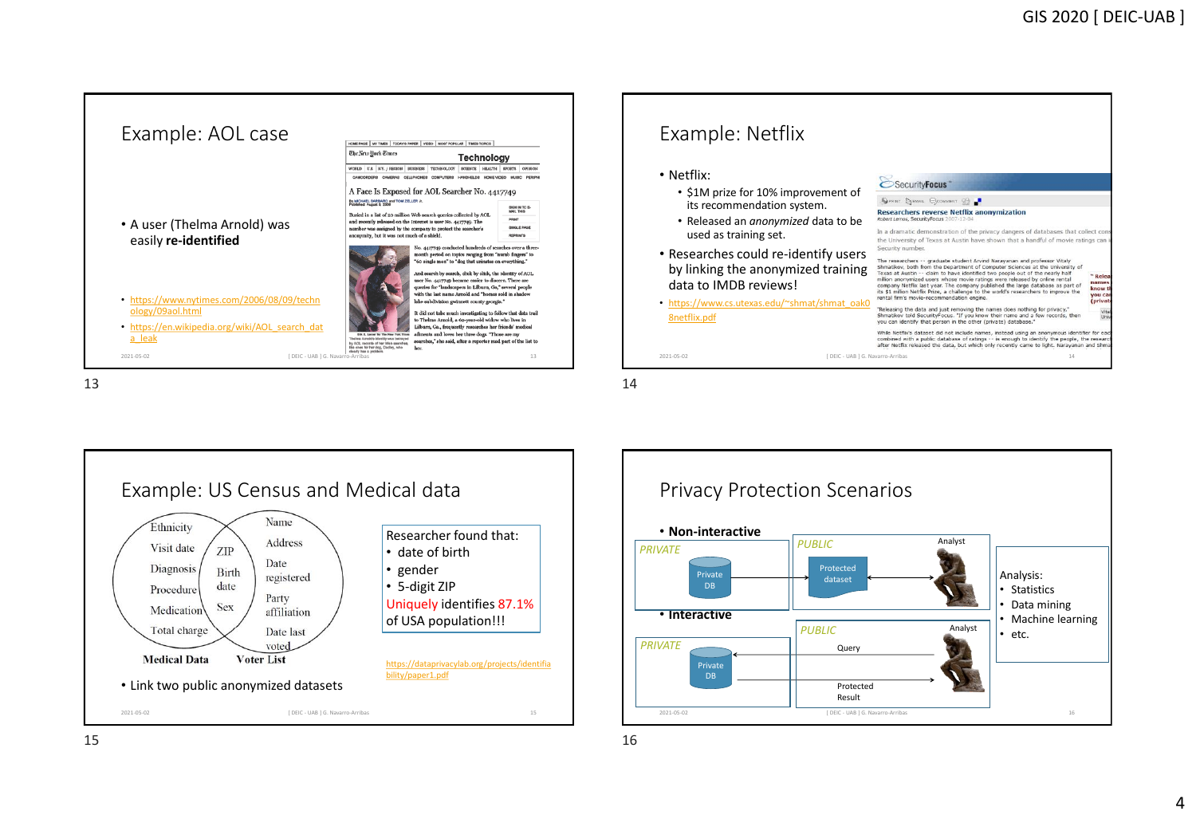## Example: AOL case

- A user (Thelma Arnold) was easily **re-identified**

- https://www.nytimes.com/2006/08/09/technology/09aol.html
- https://en.wikipedia.org/wiki/AOL_search_data_leak

## Example: Netflix

- Netflix:
  - $1M prize for 10% improvement of its recommendation system.
  - Released an *anonymized* data to be used as training set.
- Researches could re-identify users by linking the anonymized training data to IMDB reviews!
- https://www.cs.utexas.edu/~shmat/shmat_oak08netflix.pdf

## Example: US Census and Medical data

| Medical Data | Shared | Voter List |
|---|---|---|
| Ethnicity | ZIP | Name |
| Visit date | Birth date | Address |
| Diagnosis | Sex | Date registered |
| Procedure | | Party affiliation |
| Medication | | Date last voted |
| Total charge | | |

Researcher found that:
- date of birth
- gender
- 5-digit ZIP

Uniquely identifies 87.1% of USA population!!!

https://dataprivacylab.org/projects/identifiability/paper1.pdf

- Link two public anonymized datasets

## Privacy Protection Scenarios

- **Non-interactive**

PRIVATE: Private DB → PUBLIC: Protected dataset ← Analyst

- **Interactive**

PRIVATE: Private DB ← Query — PUBLIC — Protected Result → Analyst

Analysis:
- Statistics
- Data mining
- Machine learning
- etc.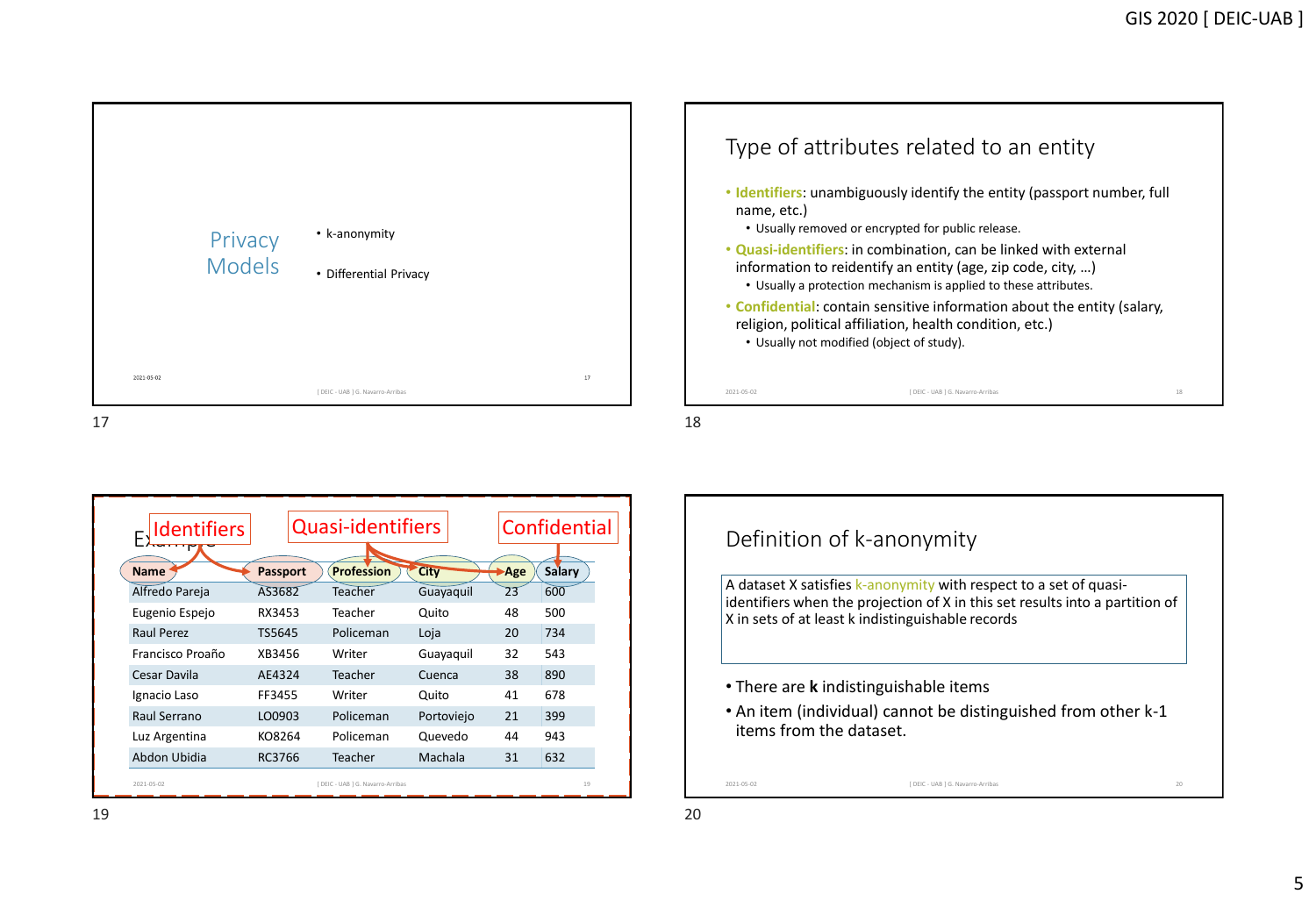## Privacy Models

- k-anonymity
- Differential Privacy

## Type of attributes related to an entity

- **Identifiers**: unambiguously identify the entity (passport number, full name, etc.)
  - Usually removed or encrypted for public release.
- **Quasi-identifiers**: in combination, can be linked with external information to reidentify an entity (age, zip code, city, …)
  - Usually a protection mechanism is applied to these attributes.
- **Confidential**: contain sensitive information about the entity (salary, religion, political affiliation, health condition, etc.)
  - Usually not modified (object of study).

## Example

Identifiers (Name, Passport) — Quasi-identifiers (Profession, City, Age) — Confidential (Salary)

| Name | Passport | Profession | City | Age | Salary |
|---|---|---|---|---|---|
| Alfredo Pareja | AS3682 | Teacher | Guayaquil | 23 | 600 |
| Eugenio Espejo | RX3453 | Teacher | Quito | 48 | 500 |
| Raul Perez | TS5645 | Policeman | Loja | 20 | 734 |
| Francisco Proaño | XB3456 | Writer | Guayaquil | 32 | 543 |
| Cesar Davila | AE4324 | Teacher | Cuenca | 38 | 890 |
| Ignacio Laso | FF3455 | Writer | Quito | 41 | 678 |
| Raul Serrano | LO0903 | Policeman | Portoviejo | 21 | 399 |
| Luz Argentina | KO8264 | Policeman | Quevedo | 44 | 943 |
| Abdon Ubidia | RC3766 | Teacher | Machala | 31 | 632 |

## Definition of k-anonymity

A dataset X satisfies k-anonymity with respect to a set of quasi-identifiers when the projection of X in this set results into a partition of X in sets of at least k indistinguishable records

- There are **k** indistinguishable items
- An item (individual) cannot be distinguished from other k-1 items from the dataset.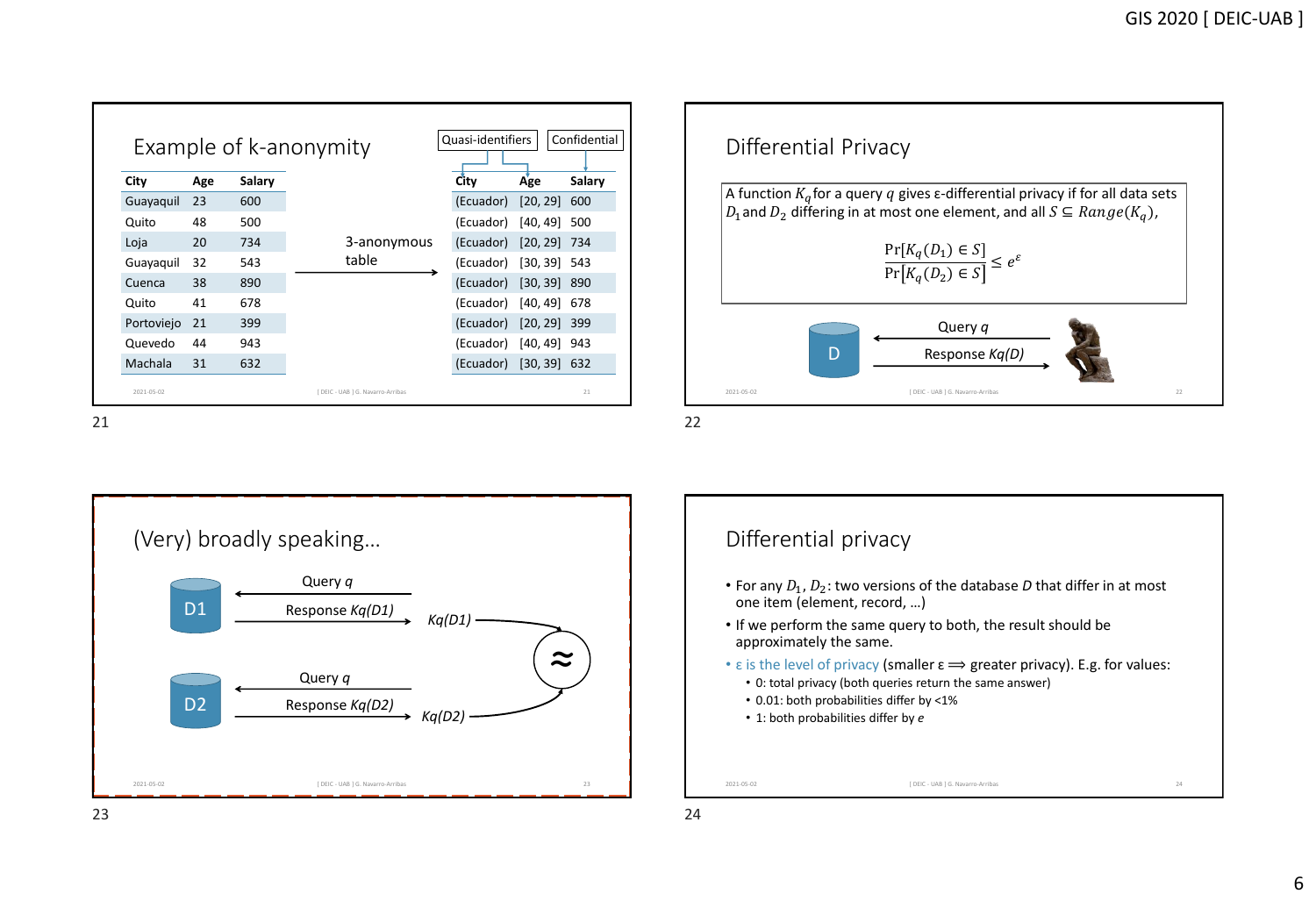## Example of k-anonymity

| City | Age | Salary |
|---|---|---|
| Guayaquil | 23 | 600 |
| Quito | 48 | 500 |
| Loja | 20 | 734 |
| Guayaquil | 32 | 543 |
| Cuenca | 38 | 890 |
| Quito | 41 | 678 |
| Portoviejo | 21 | 399 |
| Quevedo | 44 | 943 |
| Machala | 31 | 632 |

3-anonymous table →

Quasi-identifiers: City, Age — Confidential: Salary

| City | Age | Salary |
|---|---|---|
| (Ecuador) | [20, 29] | 600 |
| (Ecuador) | [40, 49] | 500 |
| (Ecuador) | [20, 29] | 734 |
| (Ecuador) | [30, 39] | 543 |
| (Ecuador) | [30, 39] | 890 |
| (Ecuador) | [40, 49] | 678 |
| (Ecuador) | [20, 29] | 399 |
| (Ecuador) | [40, 49] | 943 |
| (Ecuador) | [30, 39] | 632 |

## Differential Privacy

A function $K_q$ for a query $q$ gives ε-differential privacy if for all data sets $D_1$ and $D_2$ differing in at most one element, and all $S \subseteq Range(K_q)$,

$$\frac{\Pr[K_q(D_1) \in S]}{\Pr[K_q(D_2) \in S]} \leq e^{\varepsilon}$$

D ← Query $q$ ; Response $Kq(D)$ →

## (Very) broadly speaking…

D1 ← Query $q$ ; Response $Kq(D1)$ → $Kq(D1)$

D2 ← Query $q$ ; Response $Kq(D2)$ → $Kq(D2)$

$Kq(D1) \approx Kq(D2)$

## Differential privacy

- For any $D_1$, $D_2$: two versions of the database $D$ that differ in at most one item (element, record, …)
- If we perform the same query to both, the result should be approximately the same.
- ε is the level of privacy (smaller ε ⟹ greater privacy). E.g. for values:
  - 0: total privacy (both queries return the same answer)
  - 0.01: both probabilities differ by <1%
  - 1: both probabilities differ by *e*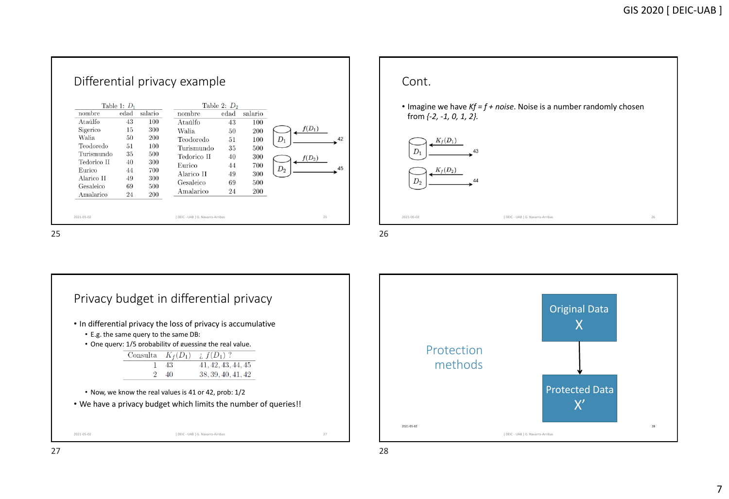## Differential privacy example

Table 1: $D_1$

| nombre | edad | salario |
|---|---|---|
| Ataúlfo | 43 | 100 |
| Sigerico | 15 | 300 |
| Walia | 50 | 200 |
| Teodoredo | 51 | 100 |
| Turismundo | 35 | 500 |
| Tedorico II | 40 | 300 |
| Eurico | 44 | 700 |
| Alarico II | 49 | 300 |
| Gesaleico | 69 | 500 |
| Amalarico | 24 | 200 |

Table 2: $D_2$

| nombre | edad | salario |
|---|---|---|
| Ataúlfo | 43 | 100 |
| Walia | 50 | 200 |
| Teodoredo | 51 | 100 |
| Turismundo | 35 | 500 |
| Tedorico II | 40 | 300 |
| Eurico | 44 | 700 |
| Alarico II | 49 | 300 |
| Gesaleico | 69 | 500 |
| Amalarico | 24 | 200 |

$D_1$: $f(D_1)$ → 42

$D_2$: $f(D_2)$ → 45

## Cont.

- Imagine we have *Kf = f + noise*. Noise is a number randomly chosen from *{-2, -1, 0, 1, 2}.*

$D_1$: $K_f(D_1)$ → 43

$D_2$: $K_f(D_2)$ → 44

## Privacy budget in differential privacy

- In differential privacy the loss of privacy is accumulative
  - E.g. the same query to the same DB:
  - One query: 1/5 probability of guessing the real value.

| Consulta | $K_f(D_1)$ | ¿ $f(D_1)$ ? |
|---|---|---|
| 1 | 43 | 41, 42, 43, 44, 45 |
| 2 | 40 | 38, 39, 40, 41, 42 |

  - Now, we know the real values is 41 or 42, prob: 1/2
- We have a privacy budget which limits the number of queries!!

Protection methods

Original Data X

↓

Protected Data X'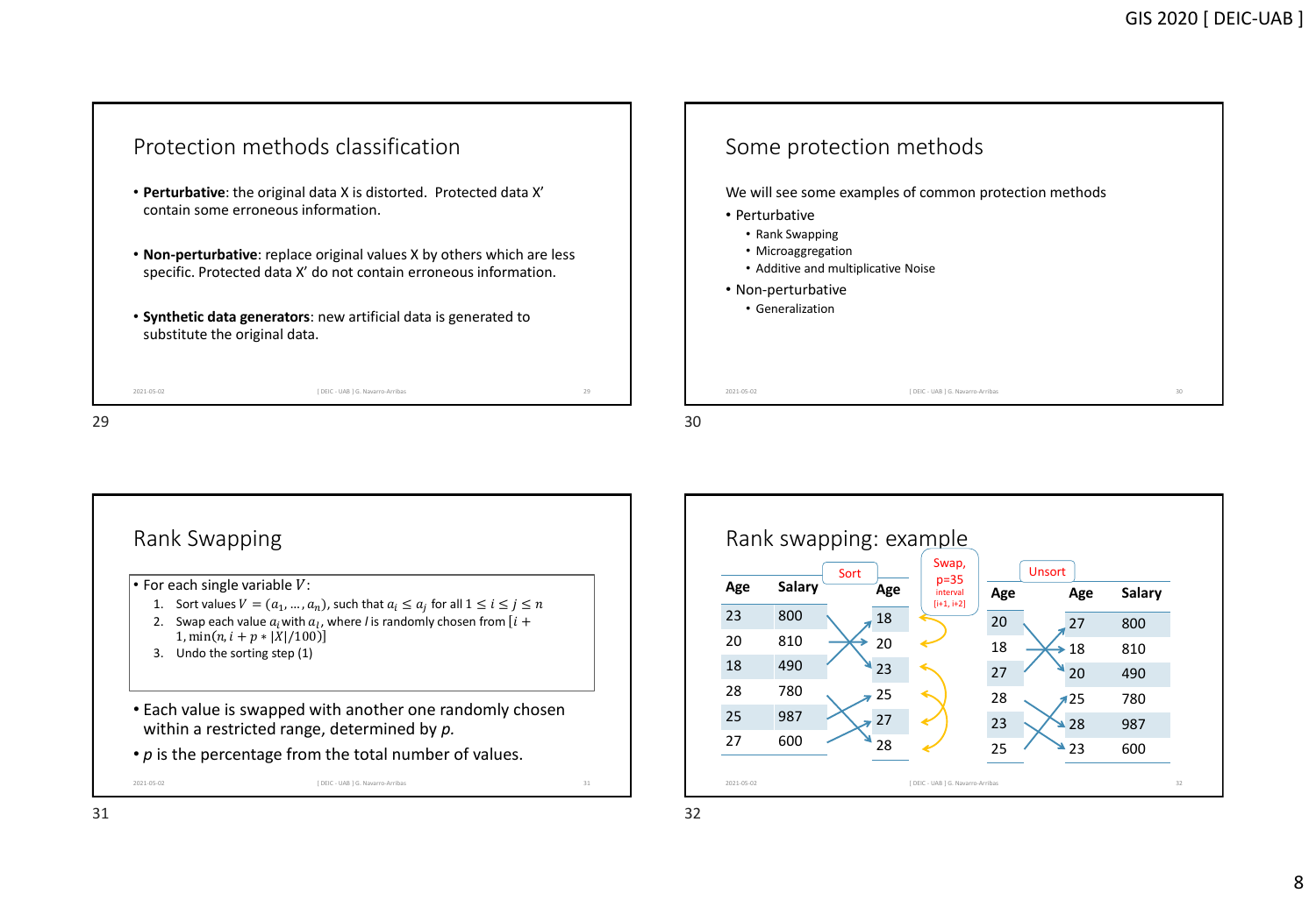## Protection methods classification

- **Perturbative**: the original data X is distorted. Protected data X' contain some erroneous information.
- **Non-perturbative**: replace original values X by others which are less specific. Protected data X' do not contain erroneous information.
- **Synthetic data generators**: new artificial data is generated to substitute the original data.

## Some protection methods

We will see some examples of common protection methods

- Perturbative
  - Rank Swapping
  - Microaggregation
  - Additive and multiplicative Noise
- Non-perturbative
  - Generalization

## Rank Swapping

- For each single variable $V$:
  1. Sort values $V = (a_1, \ldots, a_n)$, such that $a_i \leq a_j$ for all $1 \leq i \leq j \leq n$
  2. Swap each value $a_i$ with $a_l$, where $l$ is randomly chosen from $[i + 1, \min(n, i + p * |X|/100)]$
  3. Undo the sorting step (1)

- Each value is swapped with another one randomly chosen within a restricted range, determined by *p*.
- *p* is the percentage from the total number of values.

## Rank swapping: example

Original data:

| Age | Salary |
|---|---|
| 23 | 800 |
| 20 | 810 |
| 18 | 490 |
| 28 | 780 |
| 25 | 987 |
| 27 | 600 |

Sort → Age: 18, 20, 23, 25, 27, 28

Swap, p=35, interval [i+1, i+2] → Age: 20, 18, 27, 28, 23, 25

Unsort:

| Age | Salary |
|---|---|
| 27 | 800 |
| 18 | 810 |
| 20 | 490 |
| 25 | 780 |
| 28 | 987 |
| 23 | 600 |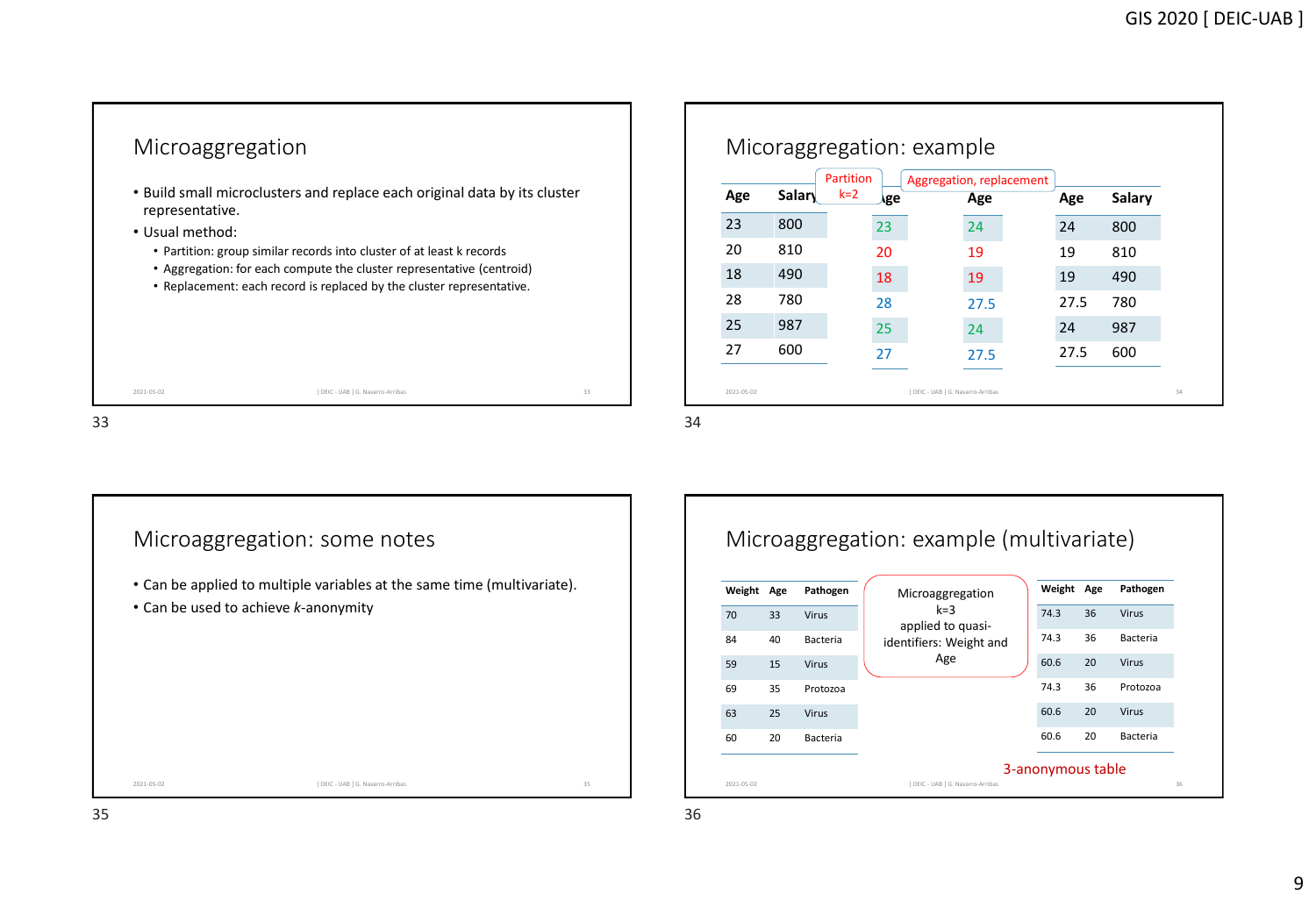## Microaggregation

- Build small microclusters and replace each original data by its cluster representative.
- Usual method:
  - Partition: group similar records into cluster of at least k records
  - Aggregation: for each compute the cluster representative (centroid)
  - Replacement: each record is replaced by the cluster representative.

## Micoraggregation: example

| Age | Salary |
|---|---|
| 23 | 800 |
| 20 | 810 |
| 18 | 490 |
| 28 | 780 |
| 25 | 987 |
| 27 | 600 |

Partition k=2

| Age |
|---|
| 23 |
| 20 |
| 18 |
| 28 |
| 25 |
| 27 |

Aggregation, replacement

| Age |
|---|
| 24 |
| 19 |
| 19 |
| 27.5 |
| 24 |
| 27.5 |

| Age | Salary |
|---|---|
| 24 | 800 |
| 19 | 810 |
| 19 | 490 |
| 27.5 | 780 |
| 24 | 987 |
| 27.5 | 600 |

## Microaggregation: some notes

- Can be applied to multiple variables at the same time (multivariate).
- Can be used to achieve *k*-anonymity

## Microaggregation: example (multivariate)

| Weight | Age | Pathogen |
|---|---|---|
| 70 | 33 | Virus |
| 84 | 40 | Bacteria |
| 59 | 15 | Virus |
| 69 | 35 | Protozoa |
| 63 | 25 | Virus |
| 60 | 20 | Bacteria |

Microaggregation k=3 applied to quasi-identifiers: Weight and Age

| Weight | Age | Pathogen |
|---|---|---|
| 74.3 | 36 | Virus |
| 74.3 | 36 | Bacteria |
| 60.6 | 20 | Virus |
| 74.3 | 36 | Protozoa |
| 60.6 | 20 | Virus |
| 60.6 | 20 | Bacteria |

3-anonymous table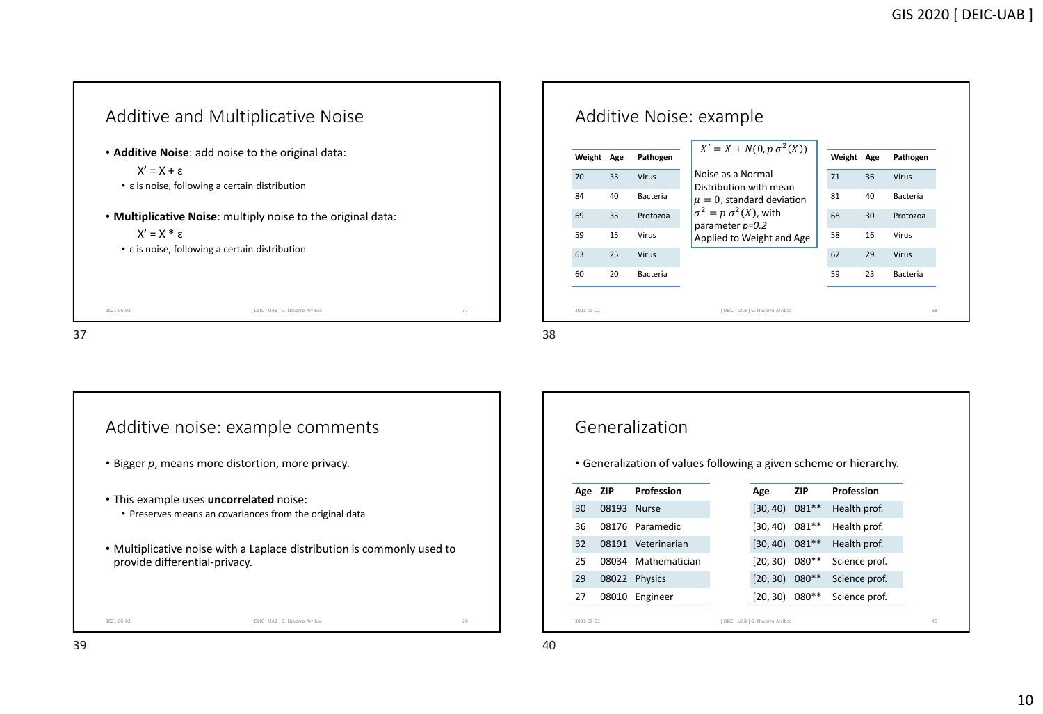## Additive and Multiplicative Noise

- **Additive Noise**: add noise to the original data:

  X' = X + ε

  - ε is noise, following a certain distribution

- **Multiplicative Noise**: multiply noise to the original data:

  X' = X * ε

  - ε is noise, following a certain distribution

## Additive Noise: example

| Weight | Age | Pathogen |
|---|---|---|
| 70 | 33 | Virus |
| 84 | 40 | Bacteria |
| 69 | 35 | Protozoa |
| 59 | 15 | Virus |
| 63 | 25 | Virus |
| 60 | 20 | Bacteria |

$X' = X + N(0, p\,\sigma^2(X))$

Noise as a Normal Distribution with mean $\mu = 0$, standard deviation $\sigma^2 = p\,\sigma^2(X)$, with parameter *p=0.2*

Applied to Weight and Age

| Weight | Age | Pathogen |
|---|---|---|
| 71 | 36 | Virus |
| 81 | 40 | Bacteria |
| 68 | 30 | Protozoa |
| 58 | 16 | Virus |
| 62 | 29 | Virus |
| 59 | 23 | Bacteria |

## Additive noise: example comments

- Bigger *p*, means more distortion, more privacy.

- This example uses **uncorrelated** noise:
  - Preserves means an covariances from the original data

- Multiplicative noise with a Laplace distribution is commonly used to provide differential-privacy.

## Generalization

- Generalization of values following a given scheme or hierarchy.

| Age | ZIP | Profession |
|---|---|---|
| 30 | 08193 | Nurse |
| 36 | 08176 | Paramedic |
| 32 | 08191 | Veterinarian |
| 25 | 08034 | Mathematician |
| 29 | 08022 | Physics |
| 27 | 08010 | Engineer |

| Age | ZIP | Profession |
|---|---|---|
| [30, 40) | 081** | Health prof. |
| [30, 40) | 081** | Health prof. |
| [30, 40) | 081** | Health prof. |
| [20, 30) | 080** | Science prof. |
| [20, 30) | 080** | Science prof. |
| [20, 30) | 080** | Science prof. |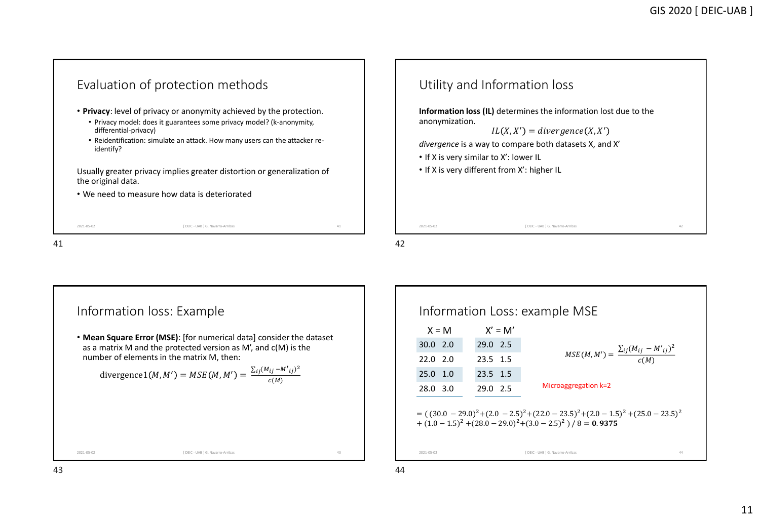## Evaluation of protection methods

- **Privacy**: level of privacy or anonymity achieved by the protection.
  - Privacy model: does it guarantees some privacy model? (k-anonymity, differential-privacy)
  - Reidentification: simulate an attack. How many users can the attacker re-identify?

Usually greater privacy implies greater distortion or generalization of the original data.

- We need to measure how data is deteriorated

## Utility and Information loss

**Information loss (IL)** determines the information lost due to the anonymization.

$$IL(X, X') = divergence(X, X')$$

*divergence* is a way to compare both datasets X, and X'

- If X is very similar to X': lower IL
- If X is very different from X': higher IL

## Information loss: Example

- **Mean Square Error (MSE)**: [for numerical data] consider the dataset as a matrix M and the protected version as M', and c(M) is the number of elements in the matrix M, then:

$$\text{divergence1}(M, M') = MSE(M, M') = \frac{\sum_{ij}(M_{ij} - M'_{ij})^2}{c(M)}$$

## Information Loss: example MSE

| X = M | | X' = M' | |
|---|---|---|---|
| 30.0 | 2.0 | 29.0 | 2.5 |
| 22.0 | 2.0 | 23.5 | 1.5 |
| 25.0 | 1.0 | 23.5 | 1.5 |
| 28.0 | 3.0 | 29.0 | 2.5 |

$$MSE(M, M') = \frac{\sum_{ij}(M_{ij} - M'_{ij})^2}{c(M)}$$

Microaggregation k=2

$$= ((30.0 - 29.0)^2 + (2.0 - 2.5)^2 + (22.0 - 23.5)^2 + (2.0 - 1.5)^2 + (25.0 - 23.5)^2 + (1.0 - 1.5)^2 + (28.0 - 29.0)^2 + (3.0 - 2.5)^2) / 8 = \mathbf{0.9375}$$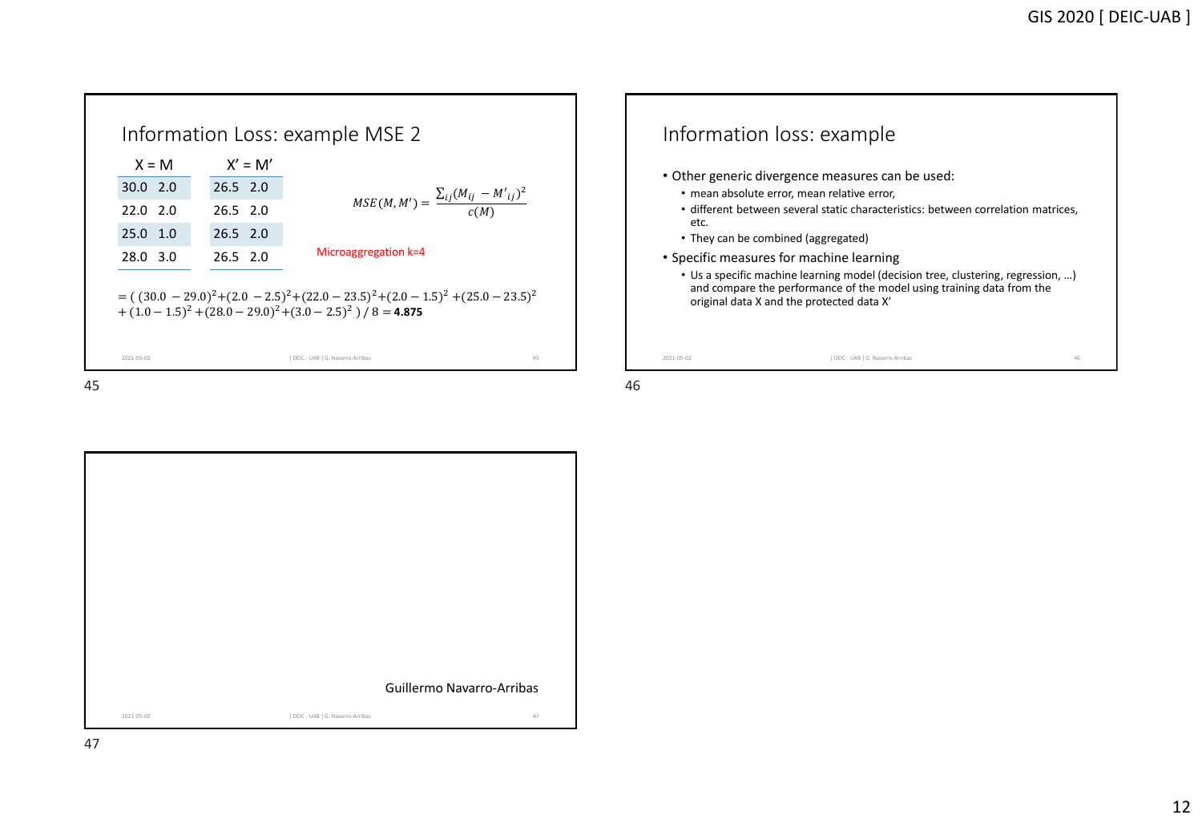## Information Loss: example MSE 2

| X = M | | X' = M' | |
|---|---|---|---|
| 30.0 | 2.0 | 26.5 | 2.0 |
| 22.0 | 2.0 | 26.5 | 2.0 |
| 25.0 | 1.0 | 26.5 | 2.0 |
| 28.0 | 3.0 | 26.5 | 2.0 |

$$MSE(M, M') = \frac{\sum_{ij}(M_{ij} - M'_{ij})^2}{c(M)}$$

Microaggregation k=4

$$= ( (30.0 - 29.0)^2 + (2.0 - 2.5)^2 + (22.0 - 23.5)^2 + (2.0 - 1.5)^2 + (25.0 - 23.5)^2 + (1.0 - 1.5)^2 + (28.0 - 29.0)^2 + (3.0 - 2.5)^2 ) / 8 = \mathbf{4.875}$$

## Information loss: example

- Other generic divergence measures can be used:
  - mean absolute error, mean relative error,
  - different between several static characteristics: between correlation matrices, etc.
  - They can be combined (aggregated)
- Specific measures for machine learning
  - Us a specific machine learning model (decision tree, clustering, regression, …) and compare the performance of the model using training data from the original data X and the protected data X'

Guillermo Navarro-Arribas